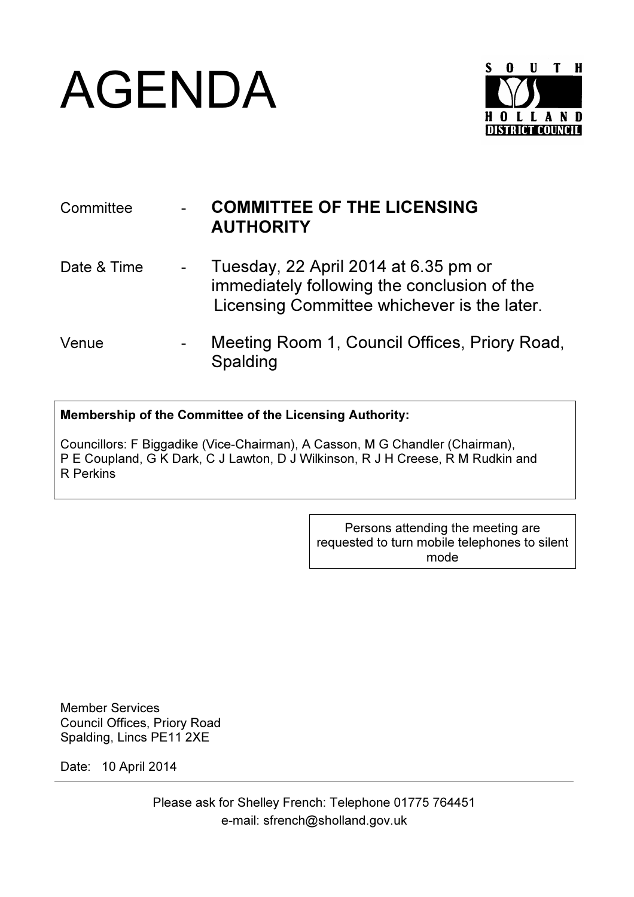# AGENDA

SOUTH HOLLAND DISTRICT COUNCIL

| | | |
|---|---|---|
| Committee | - | **COMMITTEE OF THE LICENSING AUTHORITY** |
| Date & Time | - | Tuesday, 22 April 2014 at 6.35 pm or immediately following the conclusion of the Licensing Committee whichever is the later. |
| Venue | - | Meeting Room 1, Council Offices, Priory Road, Spalding |

**Membership of the Committee of the Licensing Authority:**

Councillors: F Biggadike (Vice-Chairman), A Casson, M G Chandler (Chairman), P E Coupland, G K Dark, C J Lawton, D J Wilkinson, R J H Creese, R M Rudkin and R Perkins

Persons attending the meeting are requested to turn mobile telephones to silent mode

Member Services
Council Offices, Priory Road
Spalding, Lincs PE11 2XE

Date: 10 April 2014

---

Please ask for Shelley French: Telephone 01775 764451
e-mail: sfrench@sholland.gov.uk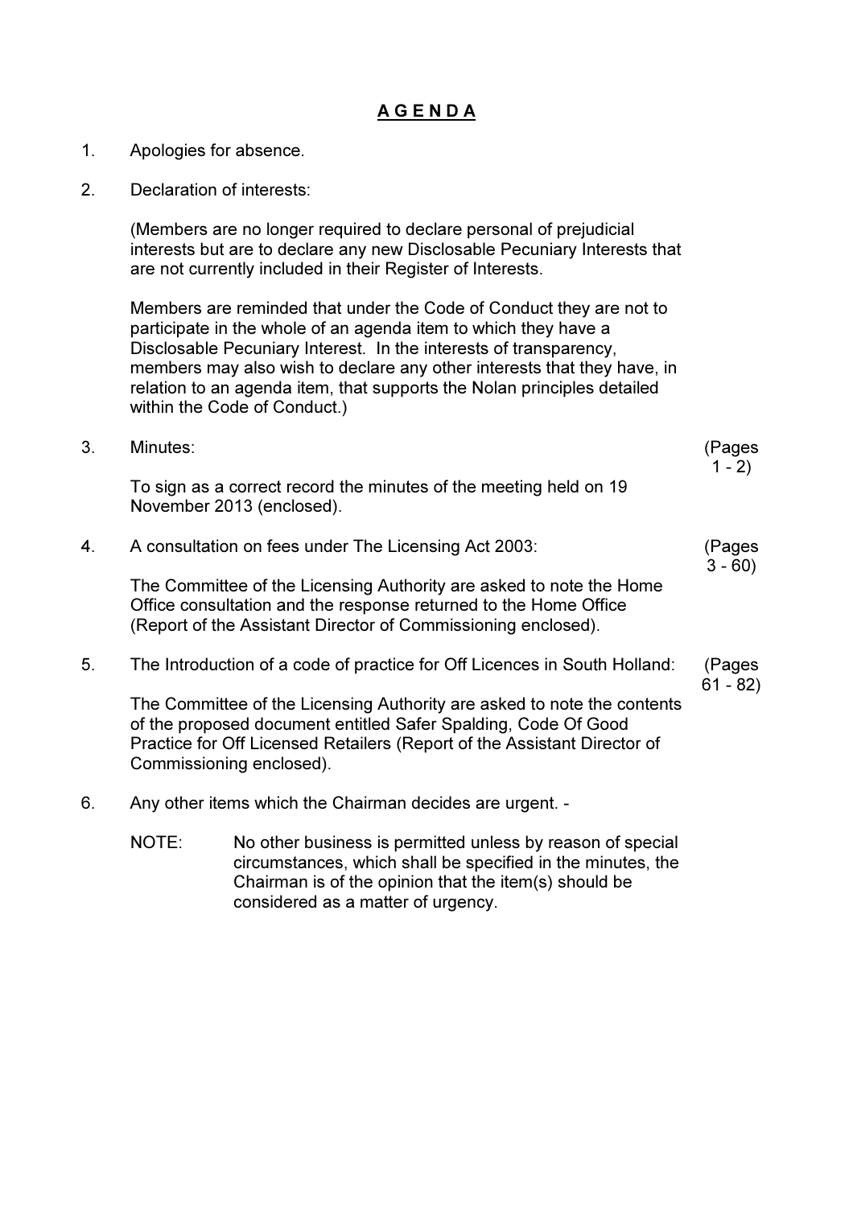# A G E N D A

1. Apologies for absence.

2. Declaration of interests:

   (Members are no longer required to declare personal of prejudicial interests but are to declare any new Disclosable Pecuniary Interests that are not currently included in their Register of Interests.

   Members are reminded that under the Code of Conduct they are not to participate in the whole of an agenda item to which they have a Disclosable Pecuniary Interest. In the interests of transparency, members may also wish to declare any other interests that they have, in relation to an agenda item, that supports the Nolan principles detailed within the Code of Conduct.)

3. Minutes: (Pages 1 - 2)

   To sign as a correct record the minutes of the meeting held on 19 November 2013 (enclosed).

4. A consultation on fees under The Licensing Act 2003: (Pages 3 - 60)

   The Committee of the Licensing Authority are asked to note the Home Office consultation and the response returned to the Home Office (Report of the Assistant Director of Commissioning enclosed).

5. The Introduction of a code of practice for Off Licences in South Holland: (Pages 61 - 82)

   The Committee of the Licensing Authority are asked to note the contents of the proposed document entitled Safer Spalding, Code Of Good Practice for Off Licensed Retailers (Report of the Assistant Director of Commissioning enclosed).

6. Any other items which the Chairman decides are urgent. -

   NOTE: No other business is permitted unless by reason of special circumstances, which shall be specified in the minutes, the Chairman is of the opinion that the item(s) should be considered as a matter of urgency.